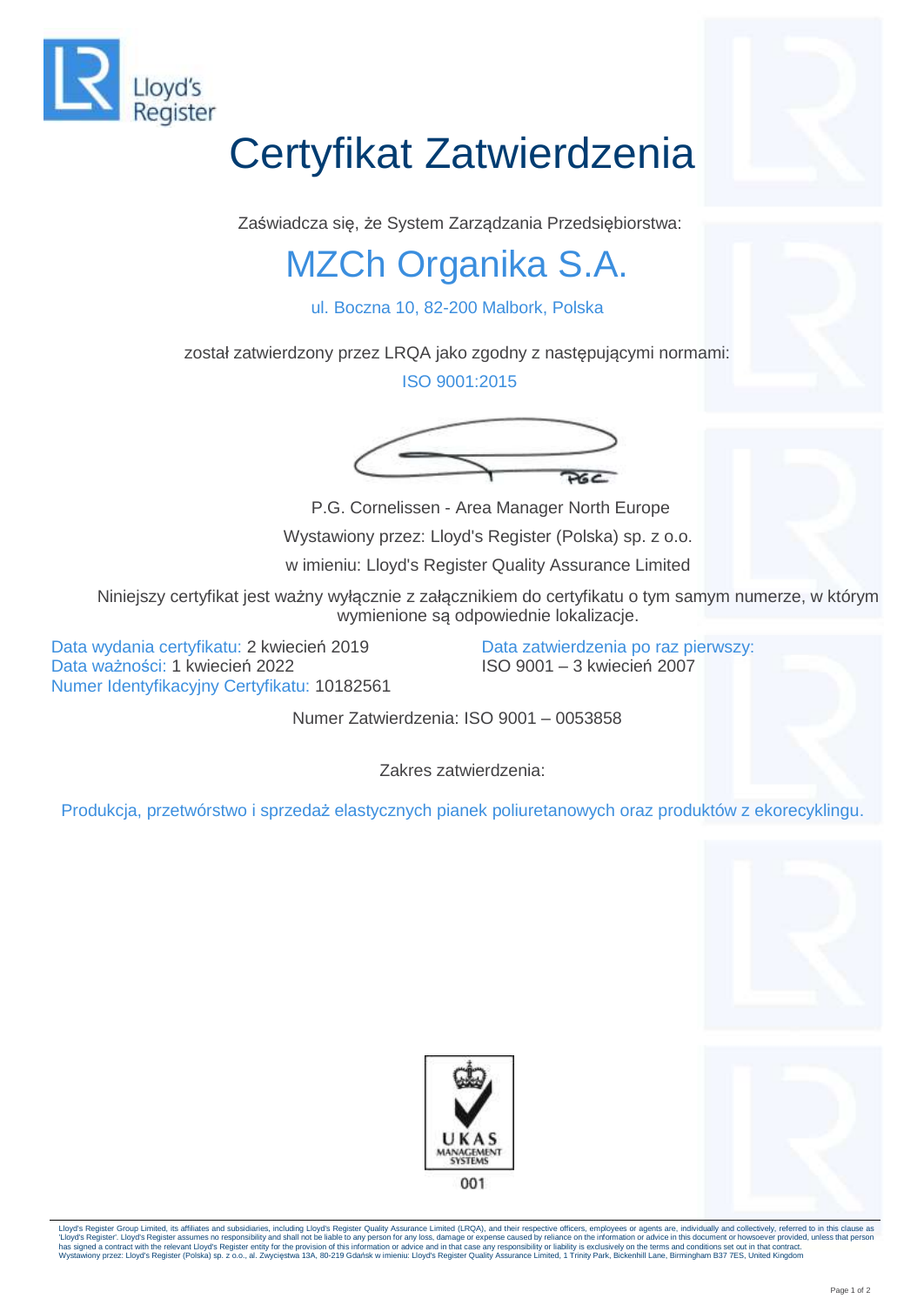Lloyd's Register

# Certyfikat Zatwierdzenia

Zaświadcza się, że System Zarządzania Przedsiębiorstwa:

## MZCh Organika S.A.

ul. Boczna 10, 82-200 Malbork, Polska

został zatwierdzony przez LRQA jako zgodny z następującymi normami:

ISO 9001:2015

P.G. Cornelissen - Area Manager North Europe

Wystawiony przez: Lloyd's Register (Polska) sp. z o.o.

w imieniu: Lloyd's Register Quality Assurance Limited

Niniejszy certyfikat jest ważny wyłącznie z załącznikiem do certyfikatu o tym samym numerze, w którym wymienione są odpowiednie lokalizacje.

Data wydania certyfikatu: 2 kwiecień 2019
Data ważności: 1 kwiecień 2022
Numer Identyfikacyjny Certyfikatu: 10182561

Data zatwierdzenia po raz pierwszy:
ISO 9001 – 3 kwiecień 2007

Numer Zatwierdzenia: ISO 9001 – 0053858

Zakres zatwierdzenia:

Produkcja, przetwórstwo i sprzedaż elastycznych pianek poliuretanowych oraz produktów z ekorecyklingu.

UKAS MANAGEMENT SYSTEMS
001

Lloyd's Register Group Limited, its affiliates and subsidiaries, including Lloyd's Register Quality Assurance Limited (LRQA), and their respective officers, employees or agents are, individually and collectively, referred to in this clause as 'Lloyd's Register'. Lloyd's Register assumes no responsibility and shall not be liable to any person for any loss, damage or expense caused by reliance on the information or advice in this document or howsoever provided, unless that person has signed a contract with the relevant Lloyd's Register entity for the provision of this information or advice and in that case any responsibility or liability is exclusively on the terms and conditions set out in that contract.
Wystawiony przez: Lloyd's Register (Polska) sp. z o.o., al. Zwycięstwa 13A, 80-219 Gdańsk w imieniu: Lloyd's Register Quality Assurance Limited, 1 Trinity Park, Bickenhill Lane, Birmingham B37 7ES, United Kingdom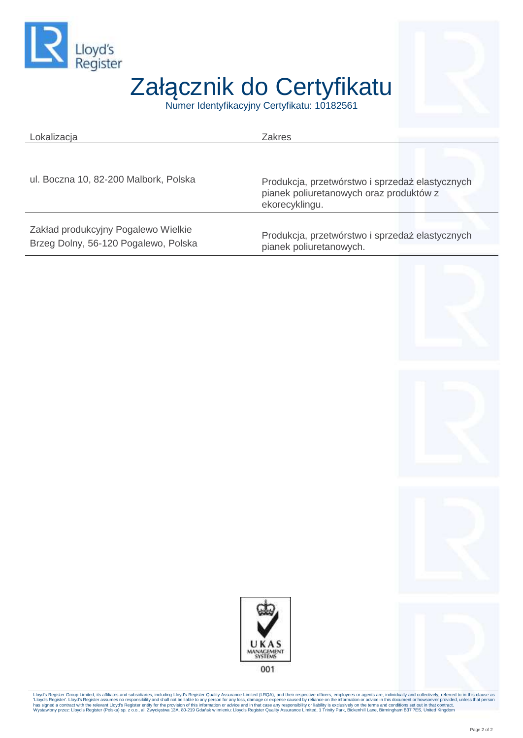Lloyd's Register

# Załącznik do Certyfikatu

Numer Identyfikacyjny Certyfikatu: 10182561

| Lokalizacja | Zakres |
| --- | --- |
| ul. Boczna 10, 82-200 Malbork, Polska | Produkcja, przetwórstwo i sprzedaż elastycznych pianek poliuretanowych oraz produktów z ekorecyklingu. |
| Zakład produkcyjny Pogalewo Wielkie Brzeg Dolny, 56-120 Pogalewo, Polska | Produkcja, przetwórstwo i sprzedaż elastycznych pianek poliuretanowych. |

UKAS MANAGEMENT SYSTEMS

001

Lloyd's Register Group Limited, its affiliates and subsidiaries, including Lloyd's Register Quality Assurance Limited (LRQA), and their respective officers, employees or agents are, individually and collectively, referred to in this clause as 'Lloyd's Register'. Lloyd's Register assumes no responsibility and shall not be liable to any person for any loss, damage or expense caused by reliance on the information or advice in this document or howsoever provided, unless that person has signed a contract with the relevant Lloyd's Register entity for the provision of this information or advice and in that case any responsibility or liability is exclusively on the terms and conditions set out in that contract.
Wystawiony przez: Lloyd's Register (Polska) sp. z o.o., al. Zwycięstwa 13A, 80-219 Gdańsk w imieniu: Lloyd's Register Quality Assurance Limited, 1 Trinity Park, Bickenhill Lane, Birmingham B37 7ES, United Kingdom